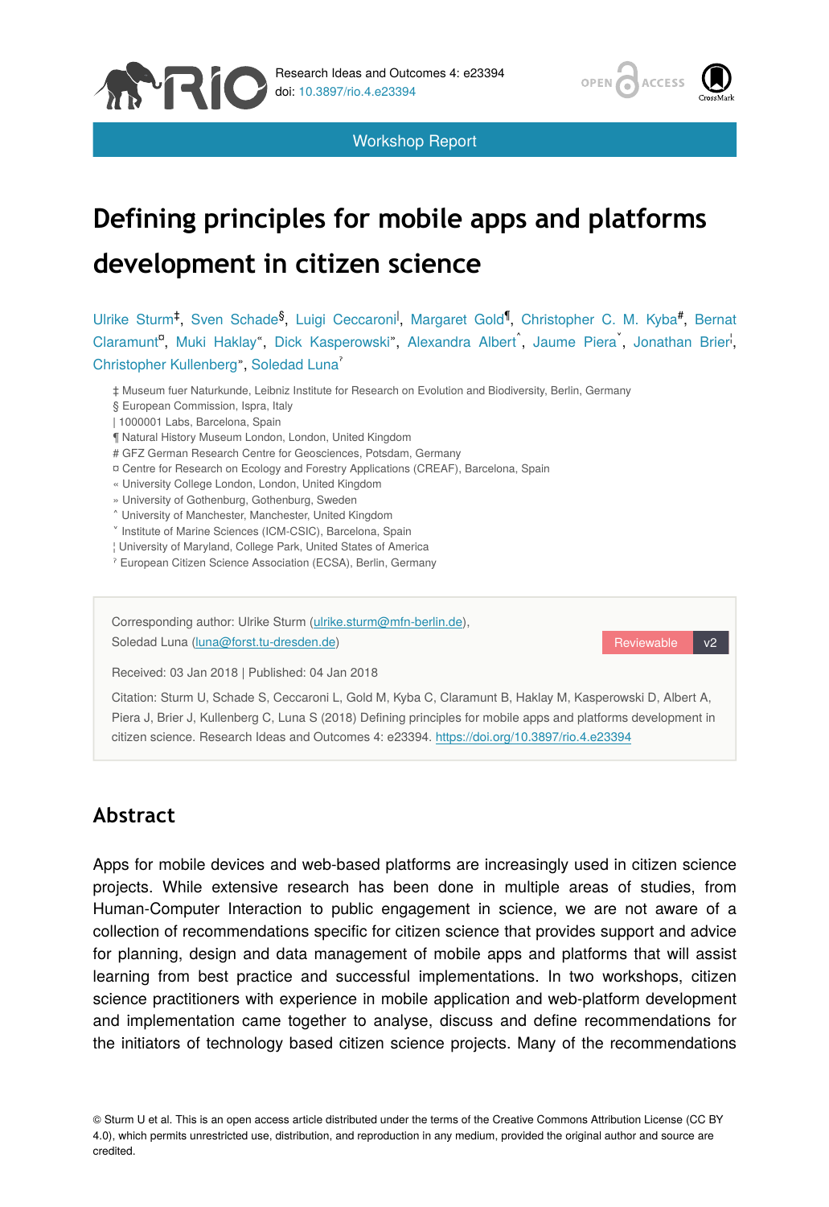Research Ideas and Outcomes 4: e23394
doi: 10.3897/rio.4.e23394

Workshop Report

# Defining principles for mobile apps and platforms development in citizen science

Ulrike Sturm[‡], Sven Schade[§], Luigi Ceccaroni[|], Margaret Gold[¶], Christopher C. M. Kyba[#], Bernat Claramunt[¤], Muki Haklay[«], Dick Kasperowski[»], Alexandra Albert[˄], Jaume Piera[˅], Jonathan Brier[¦], Christopher Kullenberg[»], Soledad Luna[ˀ]

‡ Museum fuer Naturkunde, Leibniz Institute for Research on Evolution and Biodiversity, Berlin, Germany
§ European Commission, Ispra, Italy
| 1000001 Labs, Barcelona, Spain
¶ Natural History Museum London, London, United Kingdom
# GFZ German Research Centre for Geosciences, Potsdam, Germany
¤ Centre for Research on Ecology and Forestry Applications (CREAF), Barcelona, Spain
« University College London, London, United Kingdom
» University of Gothenburg, Gothenburg, Sweden
˄ University of Manchester, Manchester, United Kingdom
˅ Institute of Marine Sciences (ICM-CSIC), Barcelona, Spain
¦ University of Maryland, College Park, United States of America
ˀ European Citizen Science Association (ECSA), Berlin, Germany

Corresponding author: Ulrike Sturm (ulrike.sturm@mfn-berlin.de), Soledad Luna (luna@forst.tu-dresden.de)

Reviewable v2

Received: 03 Jan 2018 | Published: 04 Jan 2018

Citation: Sturm U, Schade S, Ceccaroni L, Gold M, Kyba C, Claramunt B, Haklay M, Kasperowski D, Albert A, Piera J, Brier J, Kullenberg C, Luna S (2018) Defining principles for mobile apps and platforms development in citizen science. Research Ideas and Outcomes 4: e23394. https://doi.org/10.3897/rio.4.e23394

## Abstract

Apps for mobile devices and web-based platforms are increasingly used in citizen science projects. While extensive research has been done in multiple areas of studies, from Human-Computer Interaction to public engagement in science, we are not aware of a collection of recommendations specific for citizen science that provides support and advice for planning, design and data management of mobile apps and platforms that will assist learning from best practice and successful implementations. In two workshops, citizen science practitioners with experience in mobile application and web-platform development and implementation came together to analyse, discuss and define recommendations for the initiators of technology based citizen science projects. Many of the recommendations

© Sturm U et al. This is an open access article distributed under the terms of the Creative Commons Attribution License (CC BY 4.0), which permits unrestricted use, distribution, and reproduction in any medium, provided the original author and source are credited.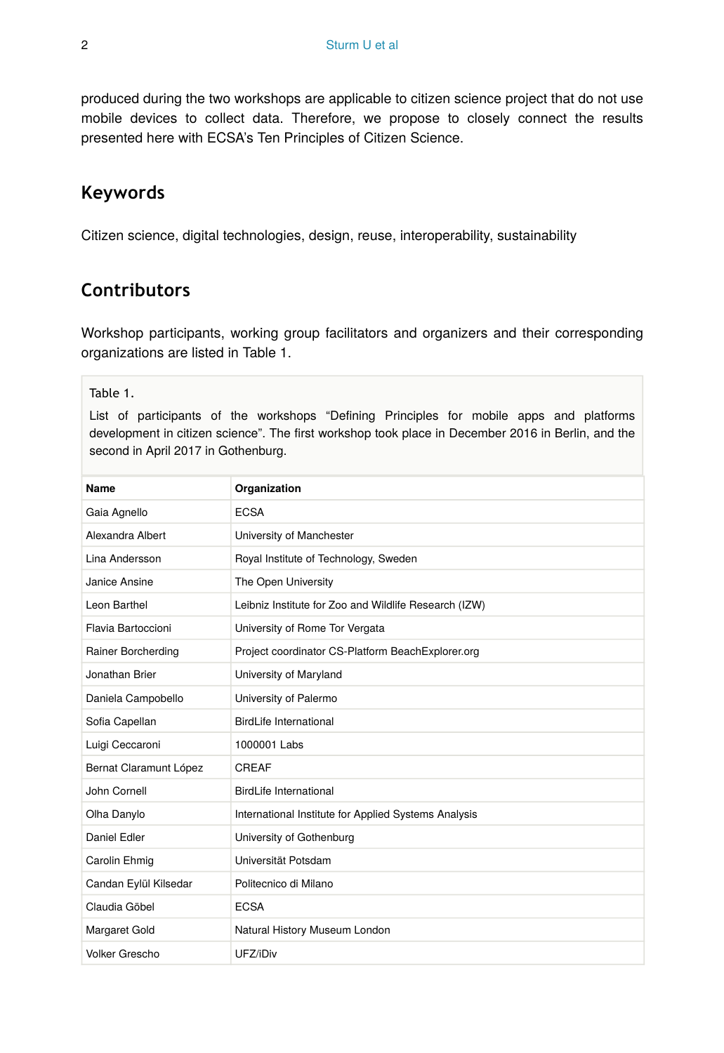produced during the two workshops are applicable to citizen science project that do not use mobile devices to collect data. Therefore, we propose to closely connect the results presented here with ECSA's Ten Principles of Citizen Science.

## Keywords

Citizen science, digital technologies, design, reuse, interoperability, sustainability

## Contributors

Workshop participants, working group facilitators and organizers and their corresponding organizations are listed in Table 1.

Table 1.

List of participants of the workshops "Defining Principles for mobile apps and platforms development in citizen science". The first workshop took place in December 2016 in Berlin, and the second in April 2017 in Gothenburg.

| Name | Organization |
|---|---|
| Gaia Agnello | ECSA |
| Alexandra Albert | University of Manchester |
| Lina Andersson | Royal Institute of Technology, Sweden |
| Janice Ansine | The Open University |
| Leon Barthel | Leibniz Institute for Zoo and Wildlife Research (IZW) |
| Flavia Bartoccioni | University of Rome Tor Vergata |
| Rainer Borcherding | Project coordinator CS-Platform BeachExplorer.org |
| Jonathan Brier | University of Maryland |
| Daniela Campobello | University of Palermo |
| Sofia Capellan | BirdLife International |
| Luigi Ceccaroni | 1000001 Labs |
| Bernat Claramunt López | CREAF |
| John Cornell | BirdLife International |
| Olha Danylo | International Institute for Applied Systems Analysis |
| Daniel Edler | University of Gothenburg |
| Carolin Ehmig | Universität Potsdam |
| Candan Eylül Kilsedar | Politecnico di Milano |
| Claudia Göbel | ECSA |
| Margaret Gold | Natural History Museum London |
| Volker Grescho | UFZ/iDiv |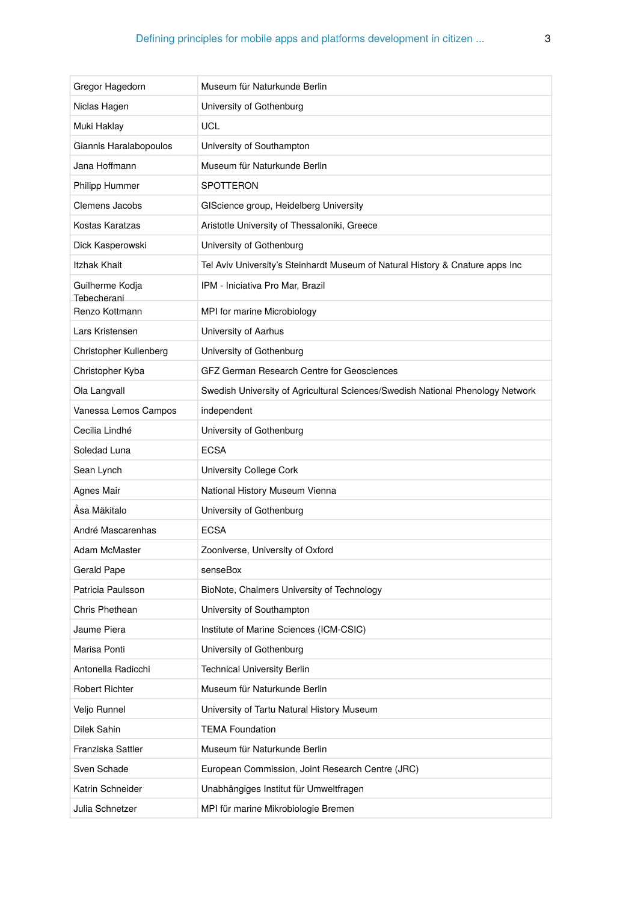| | |
|---|---|
| Gregor Hagedorn | Museum für Naturkunde Berlin |
| Niclas Hagen | University of Gothenburg |
| Muki Haklay | UCL |
| Giannis Haralabopoulos | University of Southampton |
| Jana Hoffmann | Museum für Naturkunde Berlin |
| Philipp Hummer | SPOTTERON |
| Clemens Jacobs | GIScience group, Heidelberg University |
| Kostas Karatzas | Aristotle University of Thessaloniki, Greece |
| Dick Kasperowski | University of Gothenburg |
| Itzhak Khait | Tel Aviv University's Steinhardt Museum of Natural History & Cnature apps Inc |
| Guilherme Kodja Tebecherani | IPM - Iniciativa Pro Mar, Brazil |
| Renzo Kottmann | MPI for marine Microbiology |
| Lars Kristensen | University of Aarhus |
| Christopher Kullenberg | University of Gothenburg |
| Christopher Kyba | GFZ German Research Centre for Geosciences |
| Ola Langvall | Swedish University of Agricultural Sciences/Swedish National Phenology Network |
| Vanessa Lemos Campos | independent |
| Cecilia Lindhé | University of Gothenburg |
| Soledad Luna | ECSA |
| Sean Lynch | University College Cork |
| Agnes Mair | National History Museum Vienna |
| Åsa Mäkitalo | University of Gothenburg |
| André Mascarenhas | ECSA |
| Adam McMaster | Zooniverse, University of Oxford |
| Gerald Pape | senseBox |
| Patricia Paulsson | BioNote, Chalmers University of Technology |
| Chris Phethean | University of Southampton |
| Jaume Piera | Institute of Marine Sciences (ICM-CSIC) |
| Marisa Ponti | University of Gothenburg |
| Antonella Radicchi | Technical University Berlin |
| Robert Richter | Museum für Naturkunde Berlin |
| Veljo Runnel | University of Tartu Natural History Museum |
| Dilek Sahin | TEMA Foundation |
| Franziska Sattler | Museum für Naturkunde Berlin |
| Sven Schade | European Commission, Joint Research Centre (JRC) |
| Katrin Schneider | Unabhängiges Institut für Umweltfragen |
| Julia Schnetzer | MPI für marine Mikrobiologie Bremen |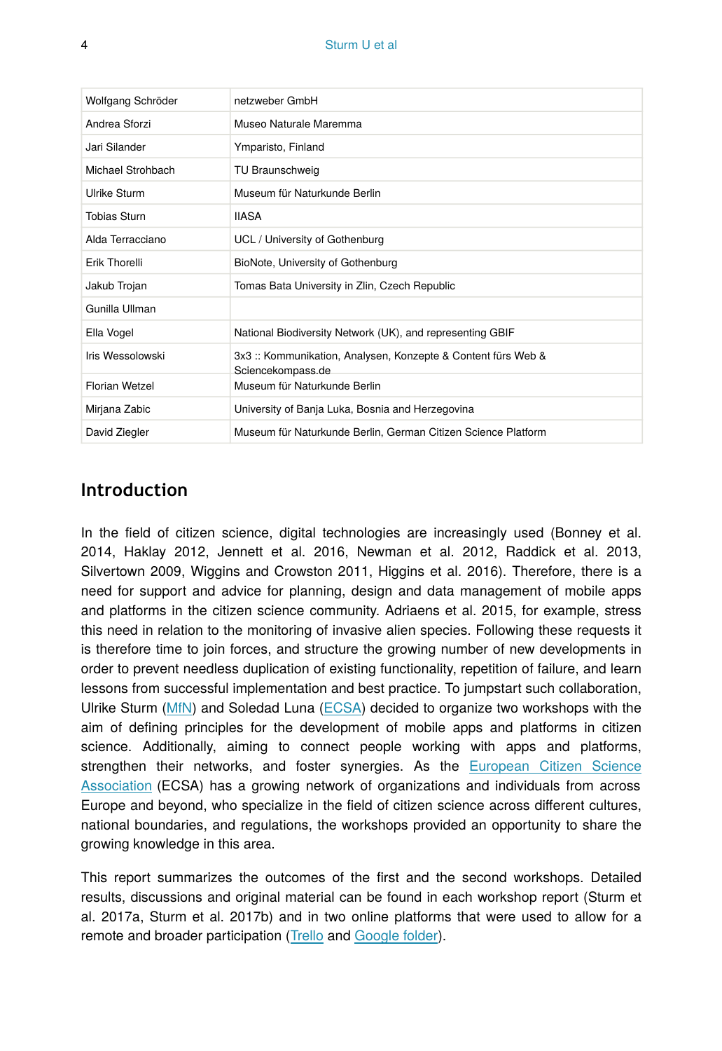| | |
|---|---|
| Wolfgang Schröder | netzweber GmbH |
| Andrea Sforzi | Museo Naturale Maremma |
| Jari Silander | Ymparisto, Finland |
| Michael Strohbach | TU Braunschweig |
| Ulrike Sturm | Museum für Naturkunde Berlin |
| Tobias Sturn | IIASA |
| Alda Terracciano | UCL / University of Gothenburg |
| Erik Thorelli | BioNote, University of Gothenburg |
| Jakub Trojan | Tomas Bata University in Zlin, Czech Republic |
| Gunilla Ullman | |
| Ella Vogel | National Biodiversity Network (UK), and representing GBIF |
| Iris Wessolowski | 3x3 :: Kommunikation, Analysen, Konzepte & Content fürs Web & Sciencekompass.de |
| Florian Wetzel | Museum für Naturkunde Berlin |
| Mirjana Zabic | University of Banja Luka, Bosnia and Herzegovina |
| David Ziegler | Museum für Naturkunde Berlin, German Citizen Science Platform |

## Introduction

In the field of citizen science, digital technologies are increasingly used (Bonney et al. 2014, Haklay 2012, Jennett et al. 2016, Newman et al. 2012, Raddick et al. 2013, Silvertown 2009, Wiggins and Crowston 2011, Higgins et al. 2016). Therefore, there is a need for support and advice for planning, design and data management of mobile apps and platforms in the citizen science community. Adriaens et al. 2015, for example, stress this need in relation to the monitoring of invasive alien species. Following these requests it is therefore time to join forces, and structure the growing number of new developments in order to prevent needless duplication of existing functionality, repetition of failure, and learn lessons from successful implementation and best practice. To jumpstart such collaboration, Ulrike Sturm (MfN) and Soledad Luna (ECSA) decided to organize two workshops with the aim of defining principles for the development of mobile apps and platforms in citizen science. Additionally, aiming to connect people working with apps and platforms, strengthen their networks, and foster synergies. As the European Citizen Science Association (ECSA) has a growing network of organizations and individuals from across Europe and beyond, who specialize in the field of citizen science across different cultures, national boundaries, and regulations, the workshops provided an opportunity to share the growing knowledge in this area.

This report summarizes the outcomes of the first and the second workshops. Detailed results, discussions and original material can be found in each workshop report (Sturm et al. 2017a, Sturm et al. 2017b) and in two online platforms that were used to allow for a remote and broader participation (Trello and Google folder).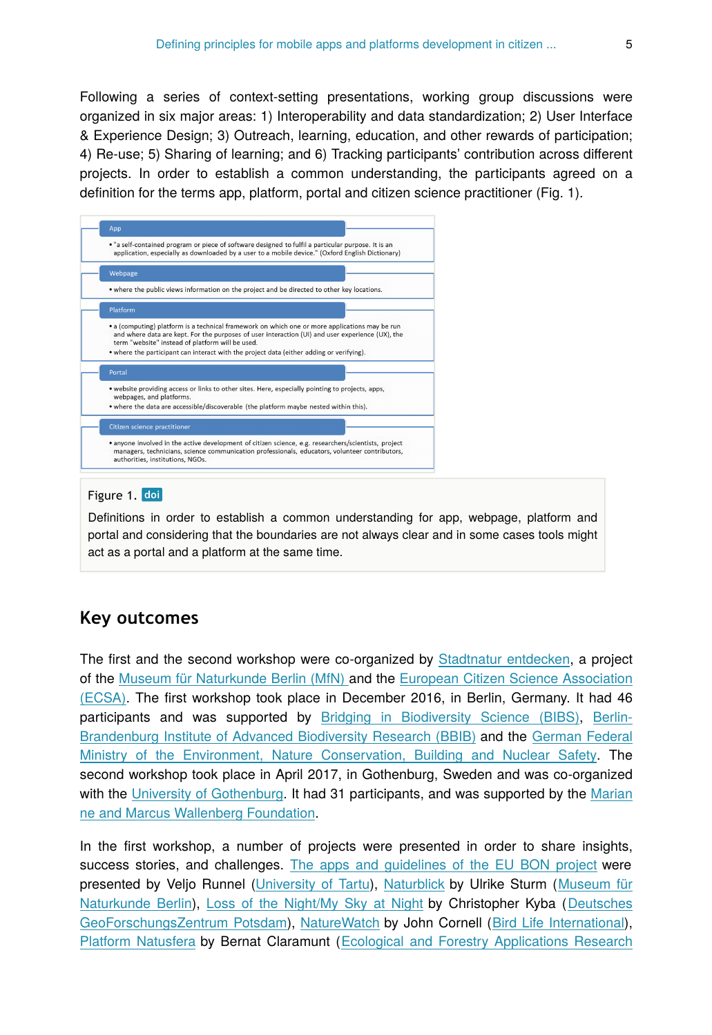Following a series of context-setting presentations, working group discussions were organized in six major areas: 1) Interoperability and data standardization; 2) User Interface & Experience Design; 3) Outreach, learning, education, and other rewards of participation; 4) Re-use; 5) Sharing of learning; and 6) Tracking participants' contribution across different projects. In order to establish a common understanding, the participants agreed on a definition for the terms app, platform, portal and citizen science practitioner (Fig. 1).

**App**

- "a self-contained program or piece of software designed to fulfil a particular purpose. It is an application, especially as downloaded by a user to a mobile device." (Oxford English Dictionary)

**Webpage**

- where the public views information on the project and be directed to other key locations.

**Platform**

- a (computing) platform is a technical framework on which one or more applications may be run and where data are kept. For the purposes of user interaction (UI) and user experience (UX), the term "website" instead of platform will be used.
- where the participant can interact with the project data (either adding or verifying).

**Portal**

- website providing access or links to other sites. Here, especially pointing to projects, apps, webpages, and platforms.
- where the data are accessible/discoverable (the platform maybe nested within this).

**Citizen science practitioner**

- anyone involved in the active development of citizen science, e.g. researchers/scientists, project managers, technicians, science communication professionals, educators, volunteer contributors, authorities, institutions, NGOs.

Figure 1. doi

Definitions in order to establish a common understanding for app, webpage, platform and portal and considering that the boundaries are not always clear and in some cases tools might act as a portal and a platform at the same time.

## Key outcomes

The first and the second workshop were co-organized by Stadtnatur entdecken, a project of the Museum für Naturkunde Berlin (MfN) and the European Citizen Science Association (ECSA). The first workshop took place in December 2016, in Berlin, Germany. It had 46 participants and was supported by Bridging in Biodiversity Science (BIBS), Berlin-Brandenburg Institute of Advanced Biodiversity Research (BBIB) and the German Federal Ministry of the Environment, Nature Conservation, Building and Nuclear Safety. The second workshop took place in April 2017, in Gothenburg, Sweden and was co-organized with the University of Gothenburg. It had 31 participants, and was supported by the Marianne and Marcus Wallenberg Foundation.

In the first workshop, a number of projects were presented in order to share insights, success stories, and challenges. The apps and guidelines of the EU BON project were presented by Veljo Runnel (University of Tartu), Naturblick by Ulrike Sturm (Museum für Naturkunde Berlin), Loss of the Night/My Sky at Night by Christopher Kyba (Deutsches GeoForschungsZentrum Potsdam), NatureWatch by John Cornell (Bird Life International), Platform Natusfera by Bernat Claramunt (Ecological and Forestry Applications Research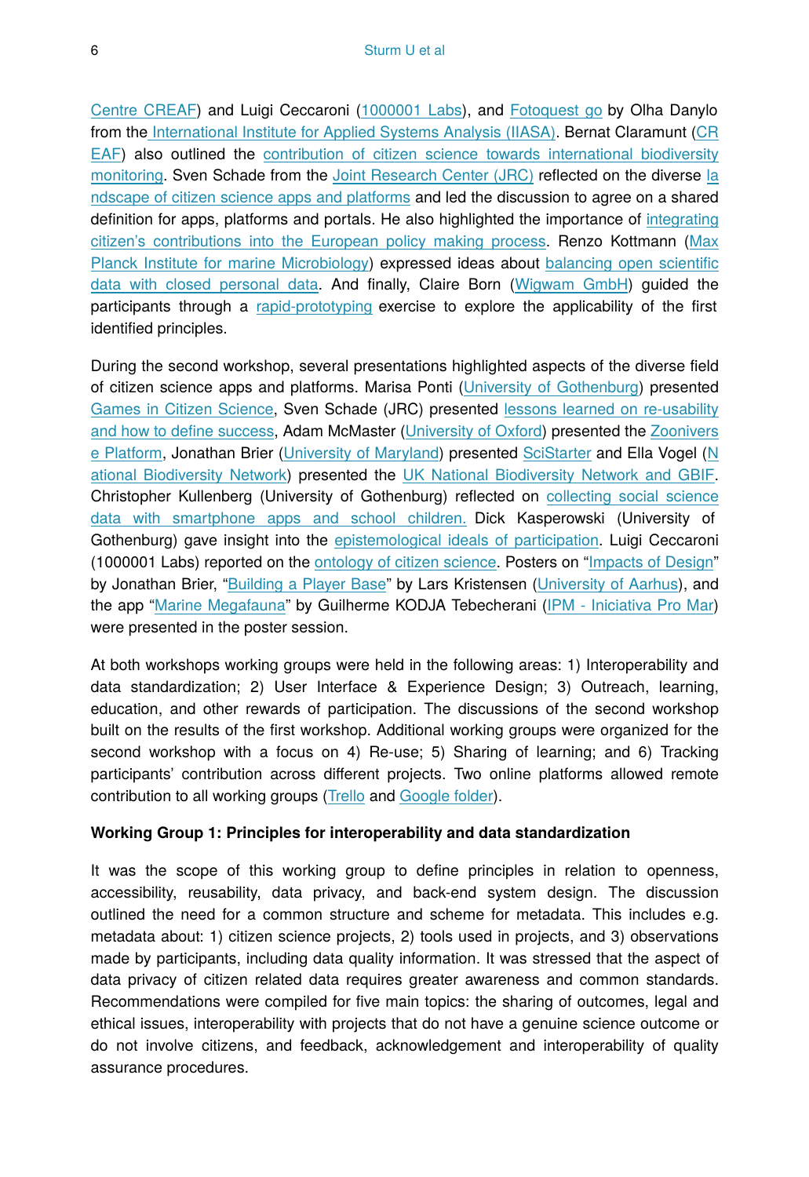Centre CREAF) and Luigi Ceccaroni (1000001 Labs), and Fotoquest go by Olha Danylo from the International Institute for Applied Systems Analysis (IIASA). Bernat Claramunt (CREAF) also outlined the contribution of citizen science towards international biodiversity monitoring. Sven Schade from the Joint Research Center (JRC) reflected on the diverse landscape of citizen science apps and platforms and led the discussion to agree on a shared definition for apps, platforms and portals. He also highlighted the importance of integrating citizen's contributions into the European policy making process. Renzo Kottmann (Max Planck Institute for marine Microbiology) expressed ideas about balancing open scientific data with closed personal data. And finally, Claire Born (Wigwam GmbH) guided the participants through a rapid-prototyping exercise to explore the applicability of the first identified principles.

During the second workshop, several presentations highlighted aspects of the diverse field of citizen science apps and platforms. Marisa Ponti (University of Gothenburg) presented Games in Citizen Science, Sven Schade (JRC) presented lessons learned on re-usability and how to define success, Adam McMaster (University of Oxford) presented the Zooniverse Platform, Jonathan Brier (University of Maryland) presented SciStarter and Ella Vogel (National Biodiversity Network) presented the UK National Biodiversity Network and GBIF. Christopher Kullenberg (University of Gothenburg) reflected on collecting social science data with smartphone apps and school children. Dick Kasperowski (University of Gothenburg) gave insight into the epistemological ideals of participation. Luigi Ceccaroni (1000001 Labs) reported on the ontology of citizen science. Posters on "Impacts of Design" by Jonathan Brier, "Building a Player Base" by Lars Kristensen (University of Aarhus), and the app "Marine Megafauna" by Guilherme KODJA Tebecherani (IPM - Iniciativa Pro Mar) were presented in the poster session.

At both workshops working groups were held in the following areas: 1) Interoperability and data standardization; 2) User Interface & Experience Design; 3) Outreach, learning, education, and other rewards of participation. The discussions of the second workshop built on the results of the first workshop. Additional working groups were organized for the second workshop with a focus on 4) Re-use; 5) Sharing of learning; and 6) Tracking participants' contribution across different projects. Two online platforms allowed remote contribution to all working groups (Trello and Google folder).

**Working Group 1: Principles for interoperability and data standardization**

It was the scope of this working group to define principles in relation to openness, accessibility, reusability, data privacy, and back-end system design. The discussion outlined the need for a common structure and scheme for metadata. This includes e.g. metadata about: 1) citizen science projects, 2) tools used in projects, and 3) observations made by participants, including data quality information. It was stressed that the aspect of data privacy of citizen related data requires greater awareness and common standards. Recommendations were compiled for five main topics: the sharing of outcomes, legal and ethical issues, interoperability with projects that do not have a genuine science outcome or do not involve citizens, and feedback, acknowledgement and interoperability of quality assurance procedures.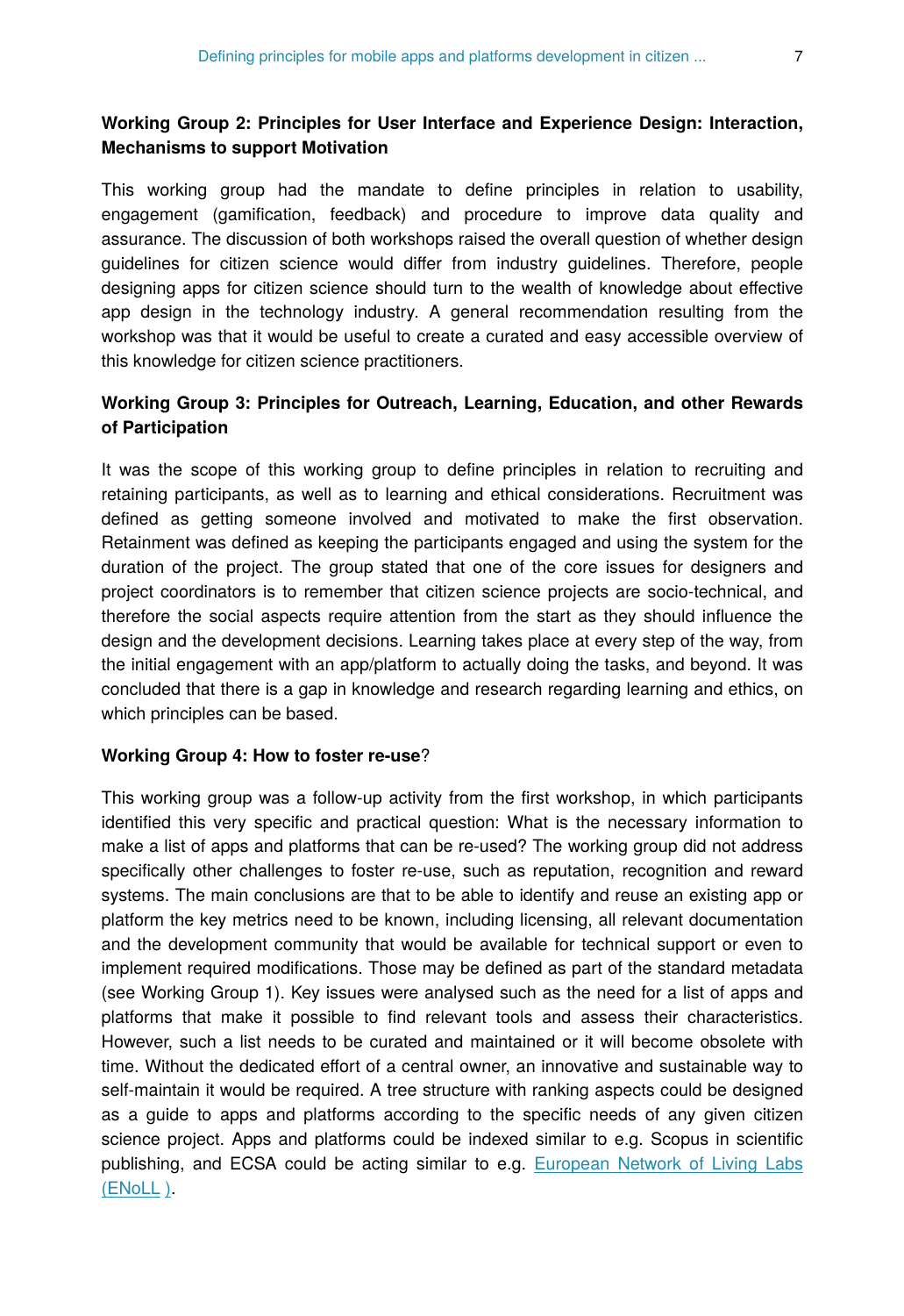**Working Group 2: Principles for User Interface and Experience Design: Interaction, Mechanisms to support Motivation**

This working group had the mandate to define principles in relation to usability, engagement (gamification, feedback) and procedure to improve data quality and assurance. The discussion of both workshops raised the overall question of whether design guidelines for citizen science would differ from industry guidelines. Therefore, people designing apps for citizen science should turn to the wealth of knowledge about effective app design in the technology industry. A general recommendation resulting from the workshop was that it would be useful to create a curated and easy accessible overview of this knowledge for citizen science practitioners.

**Working Group 3: Principles for Outreach, Learning, Education, and other Rewards of Participation**

It was the scope of this working group to define principles in relation to recruiting and retaining participants, as well as to learning and ethical considerations. Recruitment was defined as getting someone involved and motivated to make the first observation. Retainment was defined as keeping the participants engaged and using the system for the duration of the project. The group stated that one of the core issues for designers and project coordinators is to remember that citizen science projects are socio-technical, and therefore the social aspects require attention from the start as they should influence the design and the development decisions. Learning takes place at every step of the way, from the initial engagement with an app/platform to actually doing the tasks, and beyond. It was concluded that there is a gap in knowledge and research regarding learning and ethics, on which principles can be based.

**Working Group 4: How to foster re-use**?

This working group was a follow-up activity from the first workshop, in which participants identified this very specific and practical question: What is the necessary information to make a list of apps and platforms that can be re-used? The working group did not address specifically other challenges to foster re-use, such as reputation, recognition and reward systems. The main conclusions are that to be able to identify and reuse an existing app or platform the key metrics need to be known, including licensing, all relevant documentation and the development community that would be available for technical support or even to implement required modifications. Those may be defined as part of the standard metadata (see Working Group 1). Key issues were analysed such as the need for a list of apps and platforms that make it possible to find relevant tools and assess their characteristics. However, such a list needs to be curated and maintained or it will become obsolete with time. Without the dedicated effort of a central owner, an innovative and sustainable way to self-maintain it would be required. A tree structure with ranking aspects could be designed as a guide to apps and platforms according to the specific needs of any given citizen science project. Apps and platforms could be indexed similar to e.g. Scopus in scientific publishing, and ECSA could be acting similar to e.g. European Network of Living Labs (ENoLL ).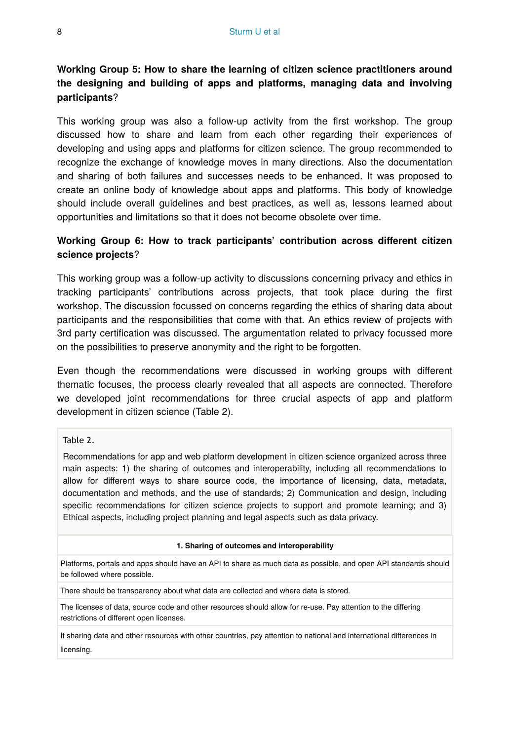**Working Group 5: How to share the learning of citizen science practitioners around the designing and building of apps and platforms, managing data and involving participants**?

This working group was also a follow-up activity from the first workshop. The group discussed how to share and learn from each other regarding their experiences of developing and using apps and platforms for citizen science. The group recommended to recognize the exchange of knowledge moves in many directions. Also the documentation and sharing of both failures and successes needs to be enhanced. It was proposed to create an online body of knowledge about apps and platforms. This body of knowledge should include overall guidelines and best practices, as well as, lessons learned about opportunities and limitations so that it does not become obsolete over time.

**Working Group 6: How to track participants' contribution across different citizen science projects**?

This working group was a follow-up activity to discussions concerning privacy and ethics in tracking participants' contributions across projects, that took place during the first workshop. The discussion focussed on concerns regarding the ethics of sharing data about participants and the responsibilities that come with that. An ethics review of projects with 3rd party certification was discussed. The argumentation related to privacy focussed more on the possibilities to preserve anonymity and the right to be forgotten.

Even though the recommendations were discussed in working groups with different thematic focuses, the process clearly revealed that all aspects are connected. Therefore we developed joint recommendations for three crucial aspects of app and platform development in citizen science (Table 2).

Table 2.

Recommendations for app and web platform development in citizen science organized across three main aspects: 1) the sharing of outcomes and interoperability, including all recommendations to allow for different ways to share source code, the importance of licensing, data, metadata, documentation and methods, and the use of standards; 2) Communication and design, including specific recommendations for citizen science projects to support and promote learning; and 3) Ethical aspects, including project planning and legal aspects such as data privacy.

| **1. Sharing of outcomes and interoperability** |
|---|
| Platforms, portals and apps should have an API to share as much data as possible, and open API standards should be followed where possible. |
| There should be transparency about what data are collected and where data is stored. |
| The licenses of data, source code and other resources should allow for re-use. Pay attention to the differing restrictions of different open licenses. |
| If sharing data and other resources with other countries, pay attention to national and international differences in licensing. |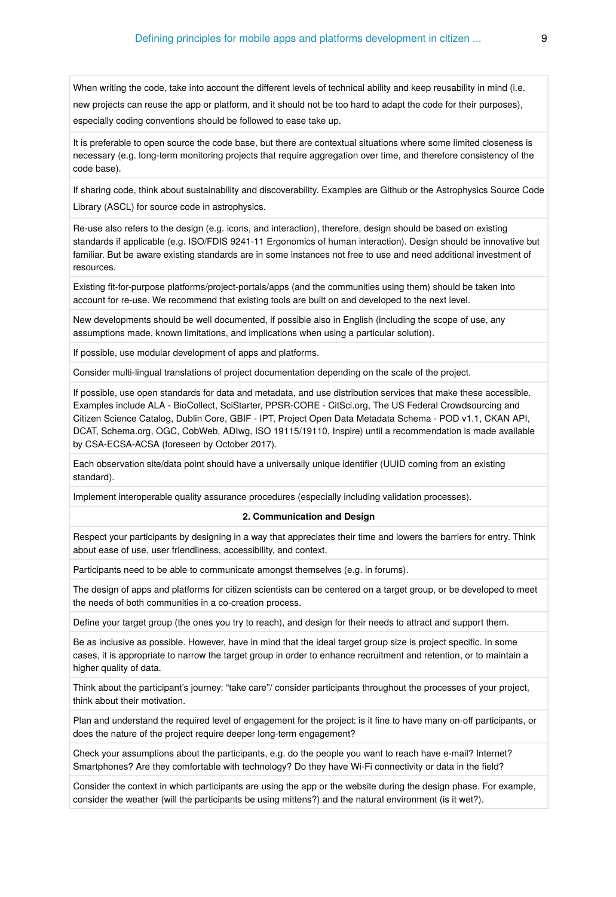| |
|---|
| When writing the code, take into account the different levels of technical ability and keep reusability in mind (i.e. new projects can reuse the app or platform, and it should not be too hard to adapt the code for their purposes), especially coding conventions should be followed to ease take up. |
| It is preferable to open source the code base, but there are contextual situations where some limited closeness is necessary (e.g. long-term monitoring projects that require aggregation over time, and therefore consistency of the code base). |
| If sharing code, think about sustainability and discoverability. Examples are Github or the Astrophysics Source Code Library (ASCL) for source code in astrophysics. |
| Re-use also refers to the design (e.g. icons, and interaction), therefore, design should be based on existing standards if applicable (e.g. ISO/FDIS 9241-11 Ergonomics of human interaction). Design should be innovative but familiar. But be aware existing standards are in some instances not free to use and need additional investment of resources. |
| Existing fit-for-purpose platforms/project-portals/apps (and the communities using them) should be taken into account for re-use. We recommend that existing tools are built on and developed to the next level. |
| New developments should be well documented, if possible also in English (including the scope of use, any assumptions made, known limitations, and implications when using a particular solution). |
| If possible, use modular development of apps and platforms. |
| Consider multi-lingual translations of project documentation depending on the scale of the project. |
| If possible, use open standards for data and metadata, and use distribution services that make these accessible. Examples include ALA - BioCollect, SciStarter, PPSR-CORE - CitSci.org, The US Federal Crowdsourcing and Citizen Science Catalog, Dublin Core, GBIF - IPT, Project Open Data Metadata Schema - POD v1.1, CKAN API, DCAT, Schema.org, OGC, CobWeb, ADIwg, ISO 19115/19110, Inspire) until a recommendation is made available by CSA-ECSA-ACSA (foreseen by October 2017). |
| Each observation site/data point should have a universally unique identifier (UUID coming from an existing standard). |
| Implement interoperable quality assurance procedures (especially including validation processes). |
| **2. Communication and Design** |
| Respect your participants by designing in a way that appreciates their time and lowers the barriers for entry. Think about ease of use, user friendliness, accessibility, and context. |
| Participants need to be able to communicate amongst themselves (e.g. in forums). |
| The design of apps and platforms for citizen scientists can be centered on a target group, or be developed to meet the needs of both communities in a co-creation process. |
| Define your target group (the ones you try to reach), and design for their needs to attract and support them. |
| Be as inclusive as possible. However, have in mind that the ideal target group size is project specific. In some cases, it is appropriate to narrow the target group in order to enhance recruitment and retention, or to maintain a higher quality of data. |
| Think about the participant's journey: "take care"/ consider participants throughout the processes of your project, think about their motivation. |
| Plan and understand the required level of engagement for the project: is it fine to have many on-off participants, or does the nature of the project require deeper long-term engagement? |
| Check your assumptions about the participants, e.g. do the people you want to reach have e-mail? Internet? Smartphones? Are they comfortable with technology? Do they have Wi-Fi connectivity or data in the field? |
| Consider the context in which participants are using the app or the website during the design phase. For example, consider the weather (will the participants be using mittens?) and the natural environment (is it wet?). |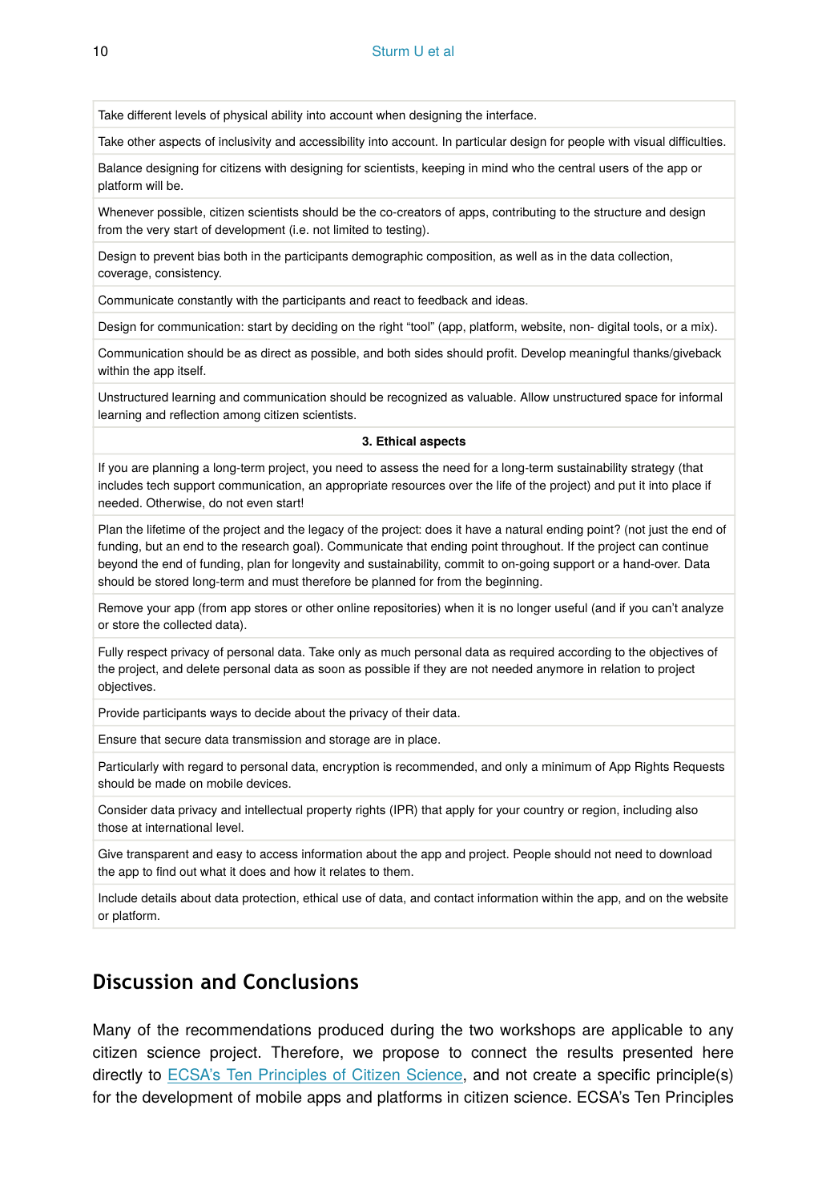| Take different levels of physical ability into account when designing the interface. |
| --- |
| Take other aspects of inclusivity and accessibility into account. In particular design for people with visual difficulties. |
| Balance designing for citizens with designing for scientists, keeping in mind who the central users of the app or platform will be. |
| Whenever possible, citizen scientists should be the co-creators of apps, contributing to the structure and design from the very start of development (i.e. not limited to testing). |
| Design to prevent bias both in the participants demographic composition, as well as in the data collection, coverage, consistency. |
| Communicate constantly with the participants and react to feedback and ideas. |
| Design for communication: start by deciding on the right “tool” (app, platform, website, non- digital tools, or a mix). |
| Communication should be as direct as possible, and both sides should profit. Develop meaningful thanks/giveback within the app itself. |
| Unstructured learning and communication should be recognized as valuable. Allow unstructured space for informal learning and reflection among citizen scientists. |
| **3. Ethical aspects** |
| If you are planning a long-term project, you need to assess the need for a long-term sustainability strategy (that includes tech support communication, an appropriate resources over the life of the project) and put it into place if needed. Otherwise, do not even start! |
| Plan the lifetime of the project and the legacy of the project: does it have a natural ending point? (not just the end of funding, but an end to the research goal). Communicate that ending point throughout. If the project can continue beyond the end of funding, plan for longevity and sustainability, commit to on-going support or a hand-over. Data should be stored long-term and must therefore be planned for from the beginning. |
| Remove your app (from app stores or other online repositories) when it is no longer useful (and if you can’t analyze or store the collected data). |
| Fully respect privacy of personal data. Take only as much personal data as required according to the objectives of the project, and delete personal data as soon as possible if they are not needed anymore in relation to project objectives. |
| Provide participants ways to decide about the privacy of their data. |
| Ensure that secure data transmission and storage are in place. |
| Particularly with regard to personal data, encryption is recommended, and only a minimum of App Rights Requests should be made on mobile devices. |
| Consider data privacy and intellectual property rights (IPR) that apply for your country or region, including also those at international level. |
| Give transparent and easy to access information about the app and project. People should not need to download the app to find out what it does and how it relates to them. |
| Include details about data protection, ethical use of data, and contact information within the app, and on the website or platform. |

## Discussion and Conclusions

Many of the recommendations produced during the two workshops are applicable to any citizen science project. Therefore, we propose to connect the results presented here directly to ECSA’s Ten Principles of Citizen Science, and not create a specific principle(s) for the development of mobile apps and platforms in citizen science. ECSA’s Ten Principles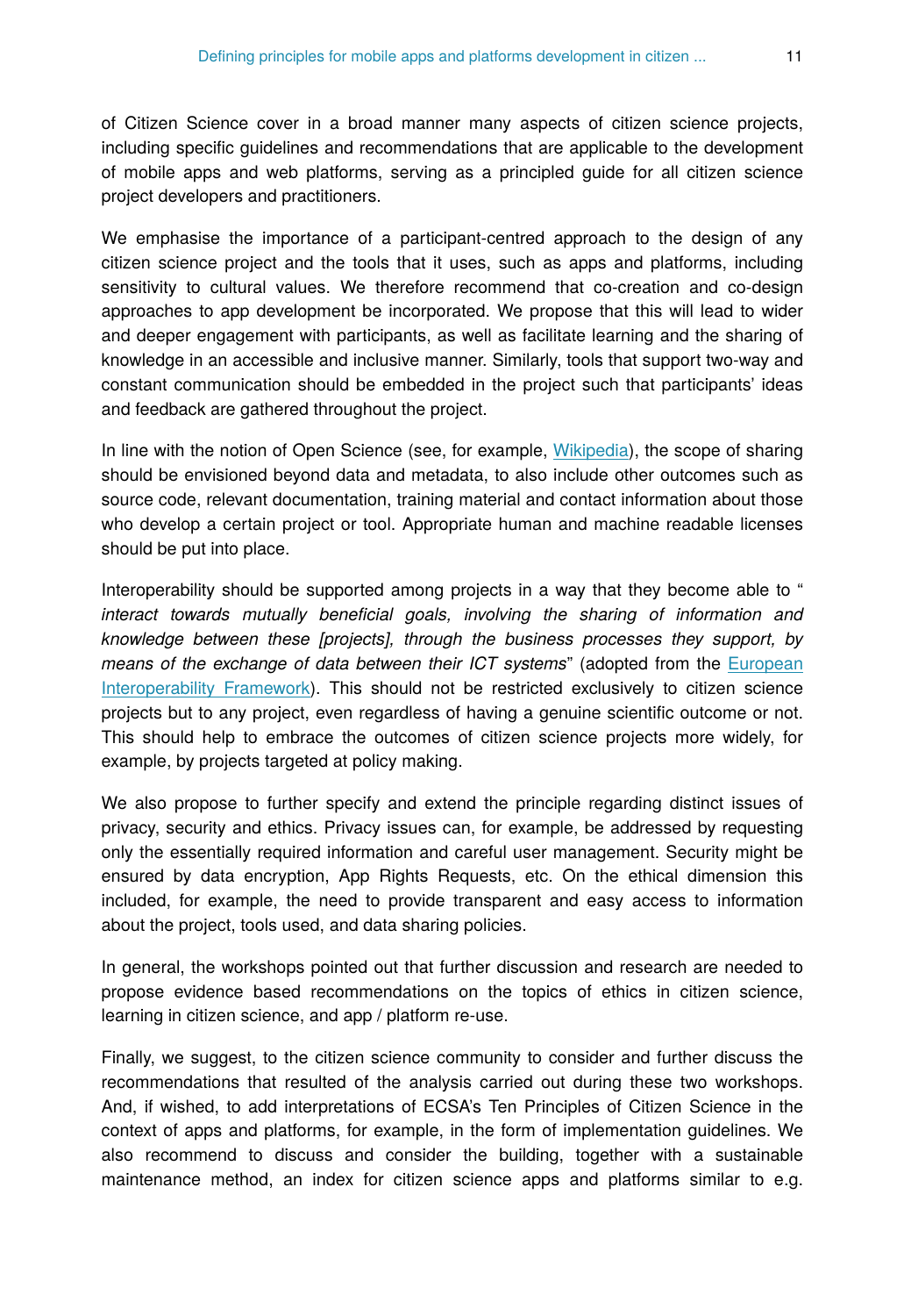of Citizen Science cover in a broad manner many aspects of citizen science projects, including specific guidelines and recommendations that are applicable to the development of mobile apps and web platforms, serving as a principled guide for all citizen science project developers and practitioners.

We emphasise the importance of a participant-centred approach to the design of any citizen science project and the tools that it uses, such as apps and platforms, including sensitivity to cultural values. We therefore recommend that co-creation and co-design approaches to app development be incorporated. We propose that this will lead to wider and deeper engagement with participants, as well as facilitate learning and the sharing of knowledge in an accessible and inclusive manner. Similarly, tools that support two-way and constant communication should be embedded in the project such that participants' ideas and feedback are gathered throughout the project.

In line with the notion of Open Science (see, for example, Wikipedia), the scope of sharing should be envisioned beyond data and metadata, to also include other outcomes such as source code, relevant documentation, training material and contact information about those who develop a certain project or tool. Appropriate human and machine readable licenses should be put into place.

Interoperability should be supported among projects in a way that they become able to "*interact towards mutually beneficial goals, involving the sharing of information and knowledge between these [projects], through the business processes they support, by means of the exchange of data between their ICT systems*" (adopted from the European Interoperability Framework). This should not be restricted exclusively to citizen science projects but to any project, even regardless of having a genuine scientific outcome or not. This should help to embrace the outcomes of citizen science projects more widely, for example, by projects targeted at policy making.

We also propose to further specify and extend the principle regarding distinct issues of privacy, security and ethics. Privacy issues can, for example, be addressed by requesting only the essentially required information and careful user management. Security might be ensured by data encryption, App Rights Requests, etc. On the ethical dimension this included, for example, the need to provide transparent and easy access to information about the project, tools used, and data sharing policies.

In general, the workshops pointed out that further discussion and research are needed to propose evidence based recommendations on the topics of ethics in citizen science, learning in citizen science, and app / platform re-use.

Finally, we suggest, to the citizen science community to consider and further discuss the recommendations that resulted of the analysis carried out during these two workshops. And, if wished, to add interpretations of ECSA's Ten Principles of Citizen Science in the context of apps and platforms, for example, in the form of implementation guidelines. We also recommend to discuss and consider the building, together with a sustainable maintenance method, an index for citizen science apps and platforms similar to e.g.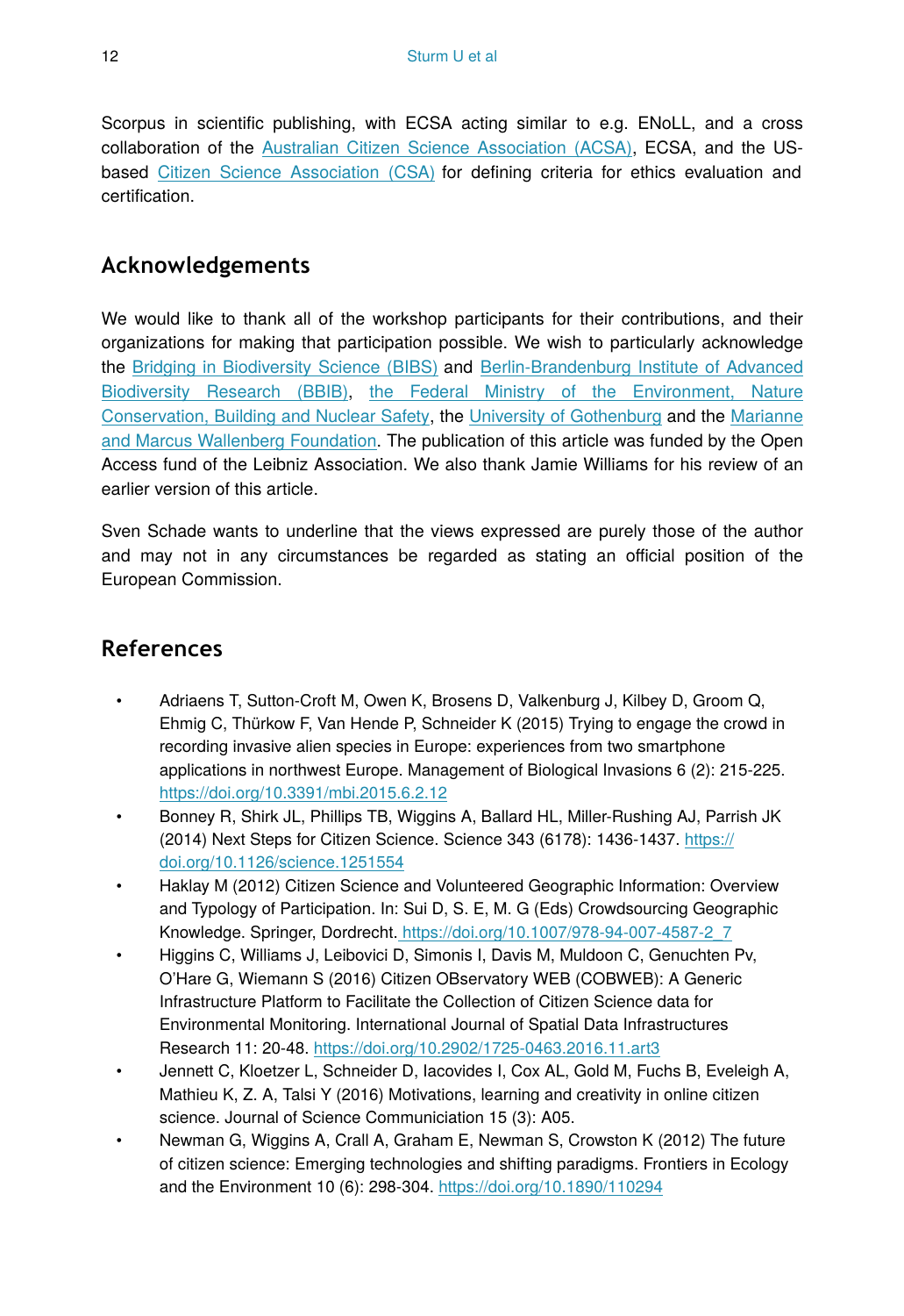Scorpus in scientific publishing, with ECSA acting similar to e.g. ENoLL, and a cross collaboration of the [Australian Citizen Science Association (ACSA)](), ECSA, and the US-based [Citizen Science Association (CSA)]() for defining criteria for ethics evaluation and certification.

## Acknowledgements

We would like to thank all of the workshop participants for their contributions, and their organizations for making that participation possible. We wish to particularly acknowledge the Bridging in Biodiversity Science (BIBS) and Berlin-Brandenburg Institute of Advanced Biodiversity Research (BBIB), the Federal Ministry of the Environment, Nature Conservation, Building and Nuclear Safety, the University of Gothenburg and the Marianne and Marcus Wallenberg Foundation. The publication of this article was funded by the Open Access fund of the Leibniz Association. We also thank Jamie Williams for his review of an earlier version of this article.

Sven Schade wants to underline that the views expressed are purely those of the author and may not in any circumstances be regarded as stating an official position of the European Commission.

## References

- Adriaens T, Sutton-Croft M, Owen K, Brosens D, Valkenburg J, Kilbey D, Groom Q, Ehmig C, Thürkow F, Van Hende P, Schneider K (2015) Trying to engage the crowd in recording invasive alien species in Europe: experiences from two smartphone applications in northwest Europe. Management of Biological Invasions 6 (2): 215-225. https://doi.org/10.3391/mbi.2015.6.2.12
- Bonney R, Shirk JL, Phillips TB, Wiggins A, Ballard HL, Miller-Rushing AJ, Parrish JK (2014) Next Steps for Citizen Science. Science 343 (6178): 1436-1437. https://doi.org/10.1126/science.1251554
- Haklay M (2012) Citizen Science and Volunteered Geographic Information: Overview and Typology of Participation. In: Sui D, S. E, M. G (Eds) Crowdsourcing Geographic Knowledge. Springer, Dordrecht. https://doi.org/10.1007/978-94-007-4587-2_7
- Higgins C, Williams J, Leibovici D, Simonis I, Davis M, Muldoon C, Genuchten Pv, O'Hare G, Wiemann S (2016) Citizen OBservatory WEB (COBWEB): A Generic Infrastructure Platform to Facilitate the Collection of Citizen Science data for Environmental Monitoring. International Journal of Spatial Data Infrastructures Research 11: 20-48. https://doi.org/10.2902/1725-0463.2016.11.art3
- Jennett C, Kloetzer L, Schneider D, Iacovides I, Cox AL, Gold M, Fuchs B, Eveleigh A, Mathieu K, Z. A, Talsi Y (2016) Motivations, learning and creativity in online citizen science. Journal of Science Communiciation 15 (3): A05.
- Newman G, Wiggins A, Crall A, Graham E, Newman S, Crowston K (2012) The future of citizen science: Emerging technologies and shifting paradigms. Frontiers in Ecology and the Environment 10 (6): 298-304. https://doi.org/10.1890/110294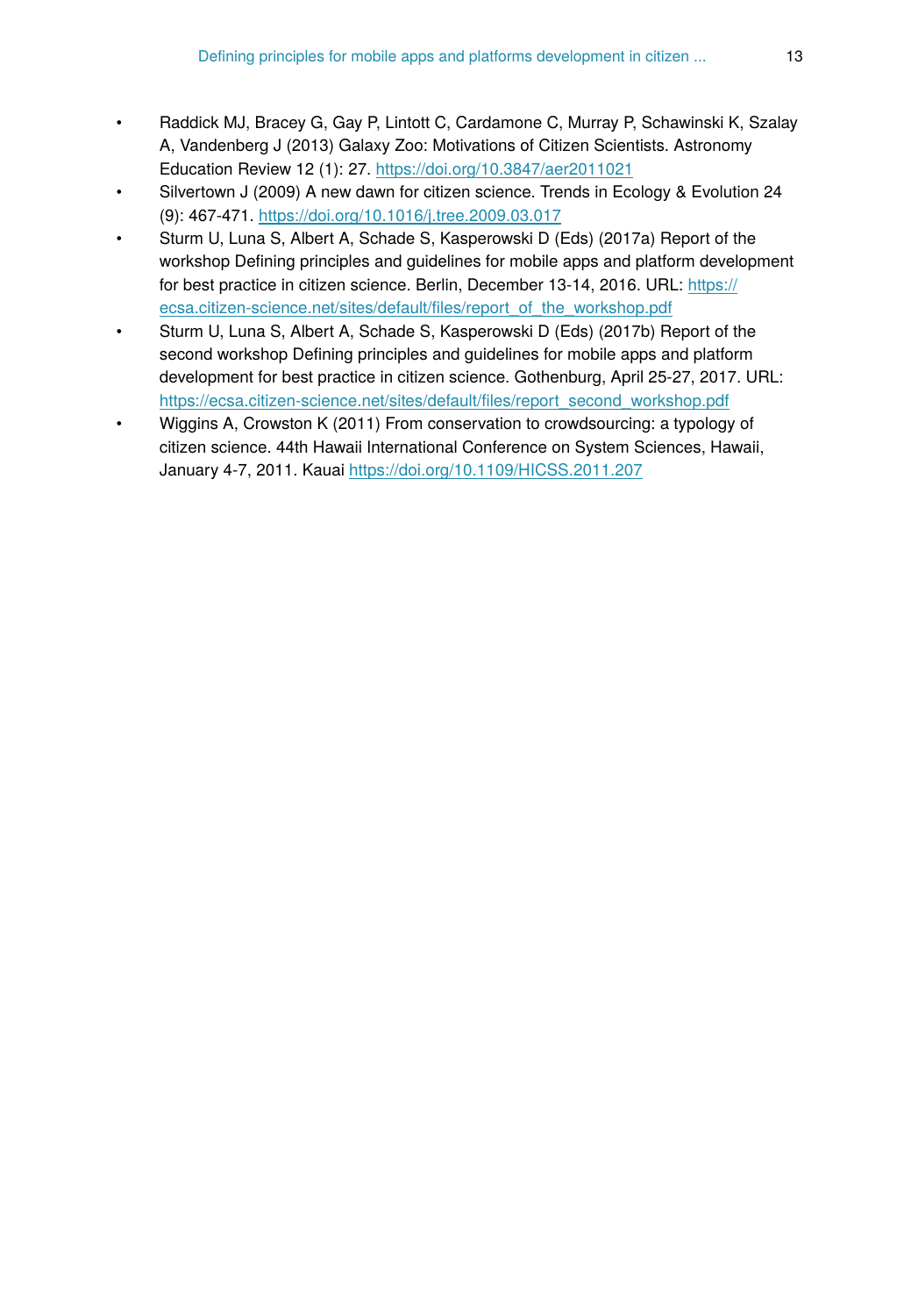- Raddick MJ, Bracey G, Gay P, Lintott C, Cardamone C, Murray P, Schawinski K, Szalay A, Vandenberg J (2013) Galaxy Zoo: Motivations of Citizen Scientists. Astronomy Education Review 12 (1): 27. https://doi.org/10.3847/aer2011021
- Silvertown J (2009) A new dawn for citizen science. Trends in Ecology & Evolution 24 (9): 467-471. https://doi.org/10.1016/j.tree.2009.03.017
- Sturm U, Luna S, Albert A, Schade S, Kasperowski D (Eds) (2017a) Report of the workshop Defining principles and guidelines for mobile apps and platform development for best practice in citizen science. Berlin, December 13-14, 2016. URL: https://ecsa.citizen-science.net/sites/default/files/report_of_the_workshop.pdf
- Sturm U, Luna S, Albert A, Schade S, Kasperowski D (Eds) (2017b) Report of the second workshop Defining principles and guidelines for mobile apps and platform development for best practice in citizen science. Gothenburg, April 25-27, 2017. URL: https://ecsa.citizen-science.net/sites/default/files/report_second_workshop.pdf
- Wiggins A, Crowston K (2011) From conservation to crowdsourcing: a typology of citizen science. 44th Hawaii International Conference on System Sciences, Hawaii, January 4-7, 2011. Kauai https://doi.org/10.1109/HICSS.2011.207